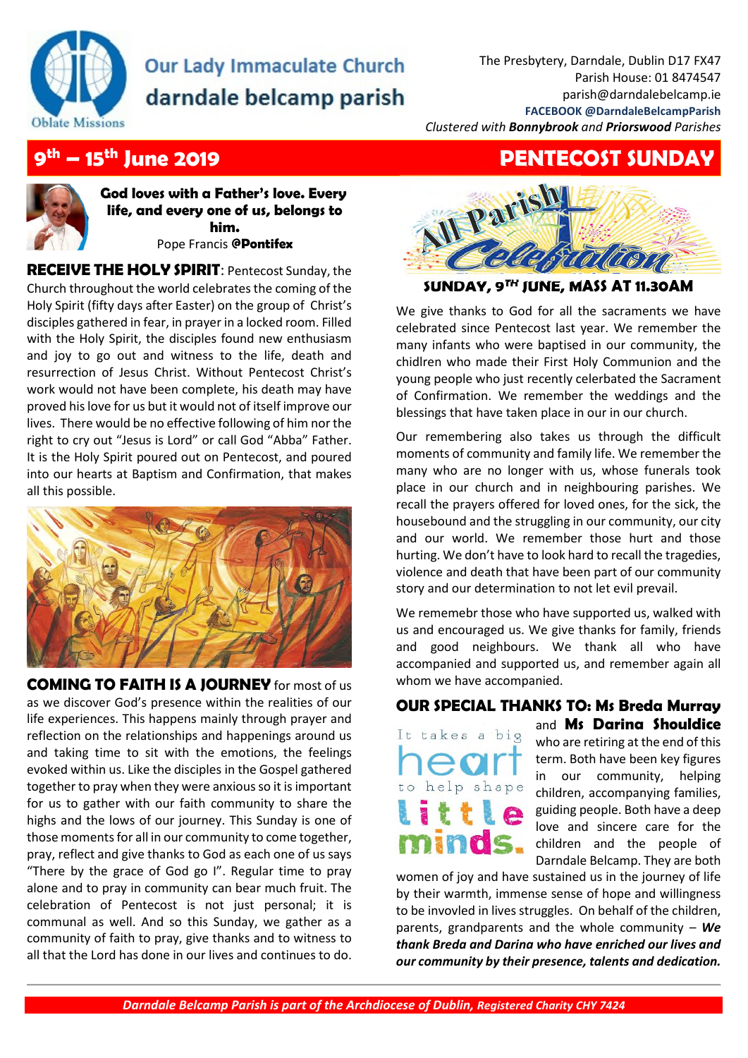# Our Lady Immaculate Church
# darndale belcamp parish

Oblate Missions

The Presbytery, Darndale, Dublin D17 FX47
Parish House: 01 8474547
parish@darndalebelcamp.ie
**FACEBOOK @DarndaleBelcampParish**
*Clustered with **Bonnybrook** and **Priorswood** Parishes*

## 9th – 15th June 2019 — PENTECOST SUNDAY

**God loves with a Father's love. Every life, and every one of us, belongs to him.**
Pope Francis **@Pontifex**

**RECEIVE THE HOLY SPIRIT**: Pentecost Sunday, the Church throughout the world celebrates the coming of the Holy Spirit (fifty days after Easter) on the group of Christ's disciples gathered in fear, in prayer in a locked room. Filled with the Holy Spirit, the disciples found new enthusiasm and joy to go out and witness to the life, death and resurrection of Jesus Christ. Without Pentecost Christ's work would not have been complete, his death may have proved his love for us but it would not of itself improve our lives. There would be no effective following of him nor the right to cry out "Jesus is Lord" or call God "Abba" Father. It is the Holy Spirit poured out on Pentecost, and poured into our hearts at Baptism and Confirmation, that makes all this possible.

**COMING TO FAITH IS A JOURNEY** for most of us as we discover God's presence within the realities of our life experiences. This happens mainly through prayer and reflection on the relationships and happenings around us and taking time to sit with the emotions, the feelings evoked within us. Like the disciples in the Gospel gathered together to pray when they were anxious so it is important for us to gather with our faith community to share the highs and the lows of our journey. This Sunday is one of those moments for all in our community to come together, pray, reflect and give thanks to God as each one of us says "There by the grace of God go I". Regular time to pray alone and to pray in community can bear much fruit. The celebration of Pentecost is not just personal; it is communal as well. And so this Sunday, we gather as a community of faith to pray, give thanks and to witness to all that the Lord has done in our lives and continues to do.

## All Parish Celebration

**SUNDAY, 9TH JUNE, MASS AT 11.30AM**

We give thanks to God for all the sacraments we have celebrated since Pentecost last year. We remember the many infants who were baptised in our community, the chidlren who made their First Holy Communion and the young people who just recently celebrated the Sacrament of Confirmation. We remember the weddings and the blessings that have taken place in our in our church.

Our remembering also takes us through the difficult moments of community and family life. We remember the many who are no longer with us, whose funerals took place in our church and in neighbouring parishes. We recall the prayers offered for loved ones, for the sick, the housebound and the struggling in our community, our city and our world. We remember those hurt and those hurting. We don't have to look hard to recall the tragedies, violence and death that have been part of our community story and our determination to not let evil prevail.

We rememebr those who have supported us, walked with us and encouraged us. We give thanks for family, friends and good neighbours. We thank all who have accompanied and supported us, and remember again all whom we have accompanied.

**OUR SPECIAL THANKS TO: Ms Breda Murray** and **Ms Darina Shouldice** who are retiring at the end of this term. Both have been key figures in our community, helping children, accompanying families, guiding people. Both have a deep love and sincere care for the children and the people of Darndale Belcamp. They are both women of joy and have sustained us in the journey of life by their warmth, immense sense of hope and willingness to be invovled in lives struggles. On behalf of the children, parents, grandparents and the whole community – ***We thank Breda and Darina who have enriched our lives and our community by their presence, talents and dedication.***

It takes a big heart to help shape little minds.

*Darndale Belcamp Parish is part of the Archdiocese of Dublin, Registered Charity CHY 7424*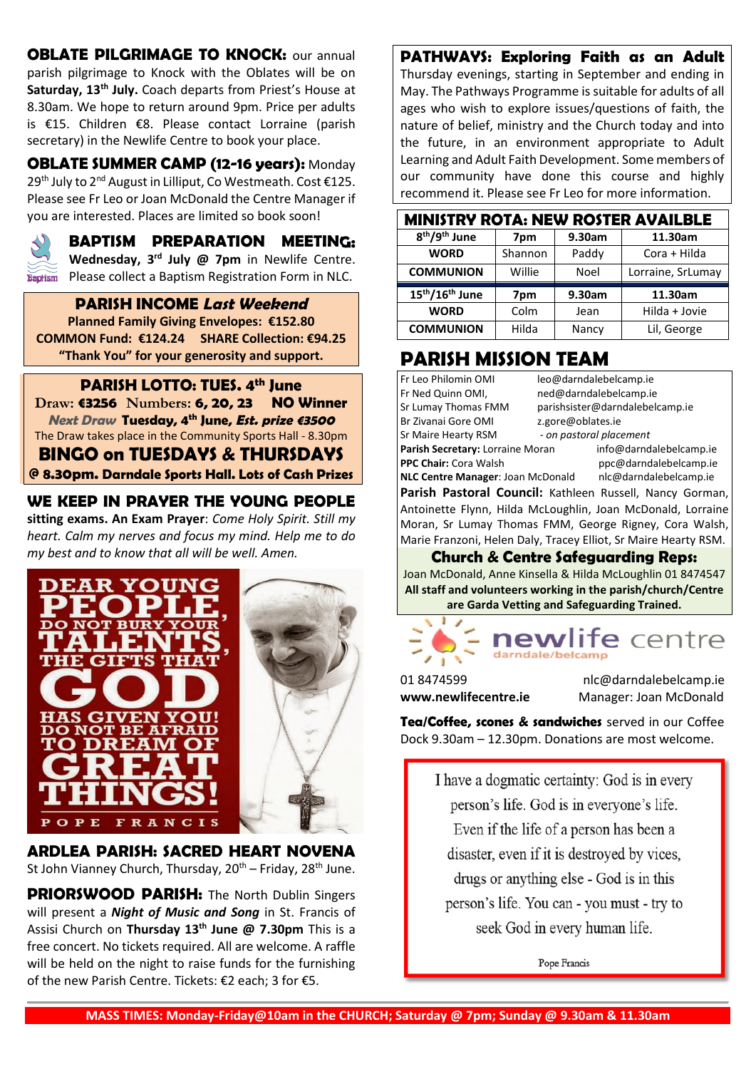**OBLATE PILGRIMAGE TO KNOCK:** our annual parish pilgrimage to Knock with the Oblates will be on **Saturday, 13th July.** Coach departs from Priest's House at 8.30am. We hope to return around 9pm. Price per adults is €15. Children €8. Please contact Lorraine (parish secretary) in the Newlife Centre to book your place.

**OBLATE SUMMER CAMP (12-16 years):** Monday 29th July to 2nd August in Lilliput, Co Westmeath. Cost €125. Please see Fr Leo or Joan McDonald the Centre Manager if you are interested. Places are limited so book soon!

**BAPTISM PREPARATION MEETING: Wednesday, 3rd July @ 7pm** in Newlife Centre. Please collect a Baptism Registration Form in NLC.

## PARISH INCOME *Last Weekend*

**Planned Family Giving Envelopes: €152.80**
**COMMON Fund: €124.24 SHARE Collection: €94.25**
**"Thank You" for your generosity and support.**

## PARISH LOTTO: TUES. 4th June

Draw: **€3256** Numbers: **6, 20, 23** **NO Winner**
***Next Draw* Tuesday, 4th June, *Est. prize €3500***
The Draw takes place in the Community Sports Hall - 8.30pm

## BINGO on TUESDAYS & THURSDAYS

**@ 8.30pm. Darndale Sports Hall. Lots of Cash Prizes**

## WE KEEP IN PRAYER THE YOUNG PEOPLE

**sitting exams. An Exam Prayer**: *Come Holy Spirit. Still my heart. Calm my nerves and focus my mind. Help me to do my best and to know that all will be well. Amen.*

DEAR YOUNG PEOPLE, DO NOT BURY YOUR TALENTS, THE GIFTS THAT GOD HAS GIVEN YOU! DO NOT BE AFRAID TO DREAM OF GREAT THINGS! POPE FRANCIS

## ARDLEA PARISH: SACRED HEART NOVENA

St John Vianney Church, Thursday, 20th – Friday, 28th June.

**PRIORSWOOD PARISH:** The North Dublin Singers will present a ***Night of Music and Song*** in St. Francis of Assisi Church on **Thursday 13th June @ 7.30pm** This is a free concert. No tickets required. All are welcome. A raffle will be held on the night to raise funds for the furnishing of the new Parish Centre. Tickets: €2 each; 3 for €5.

## PATHWAYS: Exploring Faith as an Adult

Thursday evenings, starting in September and ending in May. The Pathways Programme is suitable for adults of all ages who wish to explore issues/questions of faith, the nature of belief, ministry and the Church today and into the future, in an environment appropriate to Adult Learning and Adult Faith Development. Some members of our community have done this course and highly recommend it. Please see Fr Leo for more information.

## MINISTRY ROTA: NEW ROSTER AVAILBLE

| 8th/9th June | 7pm | 9.30am | 11.30am |
|---|---|---|---|
| **WORD** | Shannon | Paddy | Cora + Hilda |
| **COMMUNION** | Willie | Noel | Lorraine, SrLumay |
| **15th/16th June** | **7pm** | **9.30am** | **11.30am** |
| **WORD** | Colm | Jean | Hilda + Jovie |
| **COMMUNION** | Hilda | Nancy | Lil, George |

## PARISH MISSION TEAM

| | |
|---|---|
| Fr Leo Philomin OMI | leo@darndalebelcamp.ie |
| Fr Ned Quinn OMI, | ned@darndalebelcamp.ie |
| Sr Lumay Thomas FMM | parishsister@darndalebelcamp.ie |
| Br Zivanai Gore OMI | z.gore@oblates.ie |
| Sr Maire Hearty RSM | *- on pastoral placement* |
| **Parish Secretary:** Lorraine Moran | info@darndalebelcamp.ie |
| **PPC Chair:** Cora Walsh | ppc@darndalebelcamp.ie |
| **NLC Centre Manager**: Joan McDonald | nlc@darndalebelcamp.ie |

**Parish Pastoral Council:** Kathleen Russell, Nancy Gorman, Antoinette Flynn, Hilda McLoughlin, Joan McDonald, Lorraine Moran, Sr Lumay Thomas FMM, George Rigney, Cora Walsh, Marie Franzoni, Helen Daly, Tracey Elliot, Sr Maire Hearty RSM.

**Church & Centre Safeguarding Reps:**
Joan McDonald, Anne Kinsella & Hilda McLoughlin 01 8474547
**All staff and volunteers working in the parish/church/Centre are Garda Vetting and Safeguarding Trained.**

newlife centre darndale/belcamp

01 8474599 nlc@darndalebelcamp.ie
**www.newlifecentre.ie** Manager: Joan McDonald

**Tea/Coffee, scones & sandwiches** served in our Coffee Dock 9.30am – 12.30pm. Donations are most welcome.

I have a dogmatic certainty: God is in every person's life. God is in everyone's life. Even if the life of a person has been a disaster, even if it is destroyed by vices, drugs or anything else - God is in this person's life. You can - you must - try to seek God in every human life.

Pope Francis

**MASS TIMES: Monday-Friday@10am in the CHURCH; Saturday @ 7pm; Sunday @ 9.30am & 11.30am**